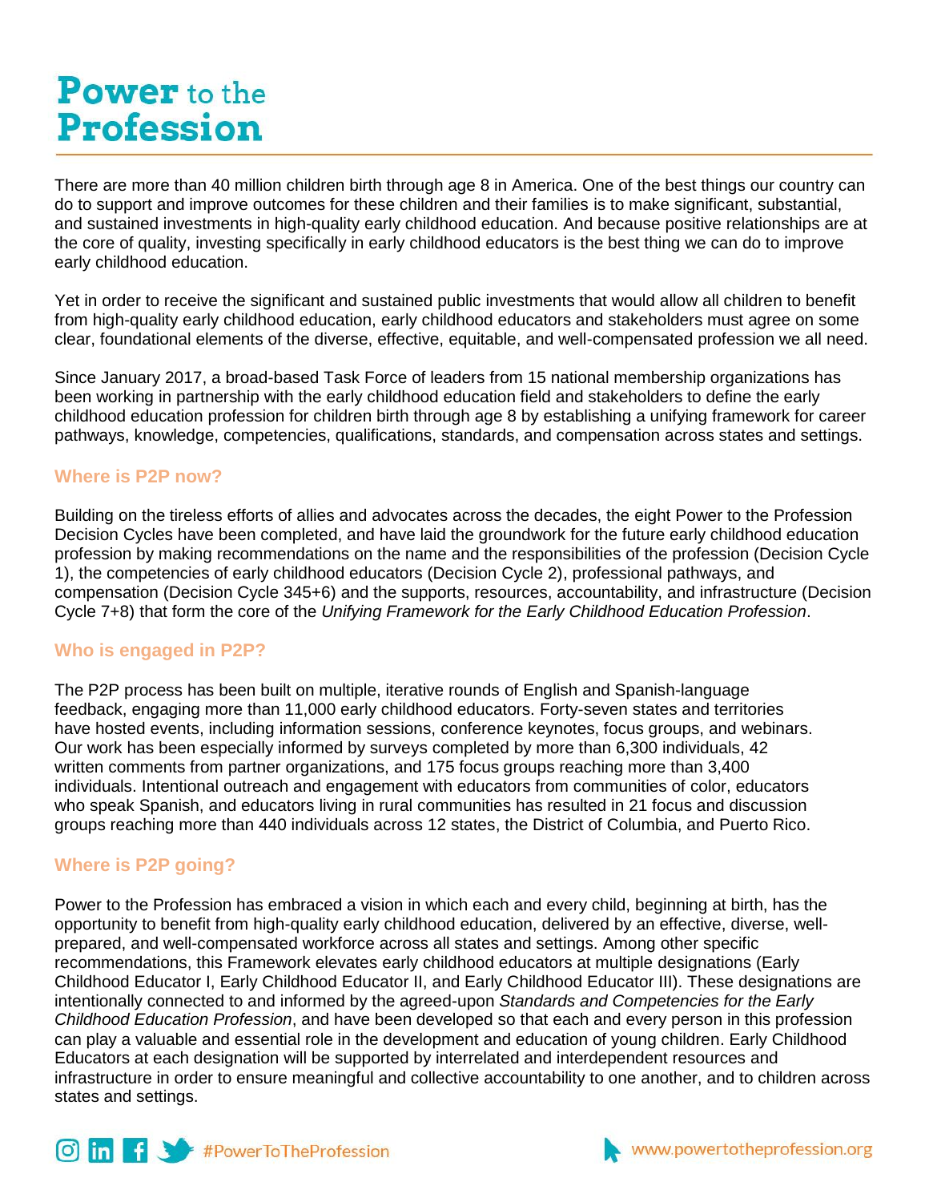# Power to the Profession

There are more than 40 million children birth through age 8 in America. One of the best things our country can do to support and improve outcomes for these children and their families is to make significant, substantial, and sustained investments in high-quality early childhood education. And because positive relationships are at the core of quality, investing specifically in early childhood educators is the best thing we can do to improve early childhood education.

Yet in order to receive the significant and sustained public investments that would allow all children to benefit from high-quality early childhood education, early childhood educators and stakeholders must agree on some clear, foundational elements of the diverse, effective, equitable, and well-compensated profession we all need.

Since January 2017, a broad-based Task Force of leaders from 15 national membership organizations has been working in partnership with the early childhood education field and stakeholders to define the early childhood education profession for children birth through age 8 by establishing a unifying framework for career pathways, knowledge, competencies, qualifications, standards, and compensation across states and settings.

## Where is P2P now?

Building on the tireless efforts of allies and advocates across the decades, the eight Power to the Profession Decision Cycles have been completed, and have laid the groundwork for the future early childhood education profession by making recommendations on the name and the responsibilities of the profession (Decision Cycle 1), the competencies of early childhood educators (Decision Cycle 2), professional pathways, and compensation (Decision Cycle 345+6) and the supports, resources, accountability, and infrastructure (Decision Cycle 7+8) that form the core of the *Unifying Framework for the Early Childhood Education Profession*.

## Who is engaged in P2P?

The P2P process has been built on multiple, iterative rounds of English and Spanish-language feedback, engaging more than 11,000 early childhood educators. Forty-seven states and territories have hosted events, including information sessions, conference keynotes, focus groups, and webinars. Our work has been especially informed by surveys completed by more than 6,300 individuals, 42 written comments from partner organizations, and 175 focus groups reaching more than 3,400 individuals. Intentional outreach and engagement with educators from communities of color, educators who speak Spanish, and educators living in rural communities has resulted in 21 focus and discussion groups reaching more than 440 individuals across 12 states, the District of Columbia, and Puerto Rico.

## Where is P2P going?

Power to the Profession has embraced a vision in which each and every child, beginning at birth, has the opportunity to benefit from high-quality early childhood education, delivered by an effective, diverse, well-prepared, and well-compensated workforce across all states and settings. Among other specific recommendations, this Framework elevates early childhood educators at multiple designations (Early Childhood Educator I, Early Childhood Educator II, and Early Childhood Educator III). These designations are intentionally connected to and informed by the agreed-upon *Standards and Competencies for the Early Childhood Education Profession*, and have been developed so that each and every person in this profession can play a valuable and essential role in the development and education of young children. Early Childhood Educators at each designation will be supported by interrelated and interdependent resources and infrastructure in order to ensure meaningful and collective accountability to one another, and to children across states and settings.

#PowerToTheProfession

www.powertotheprofession.org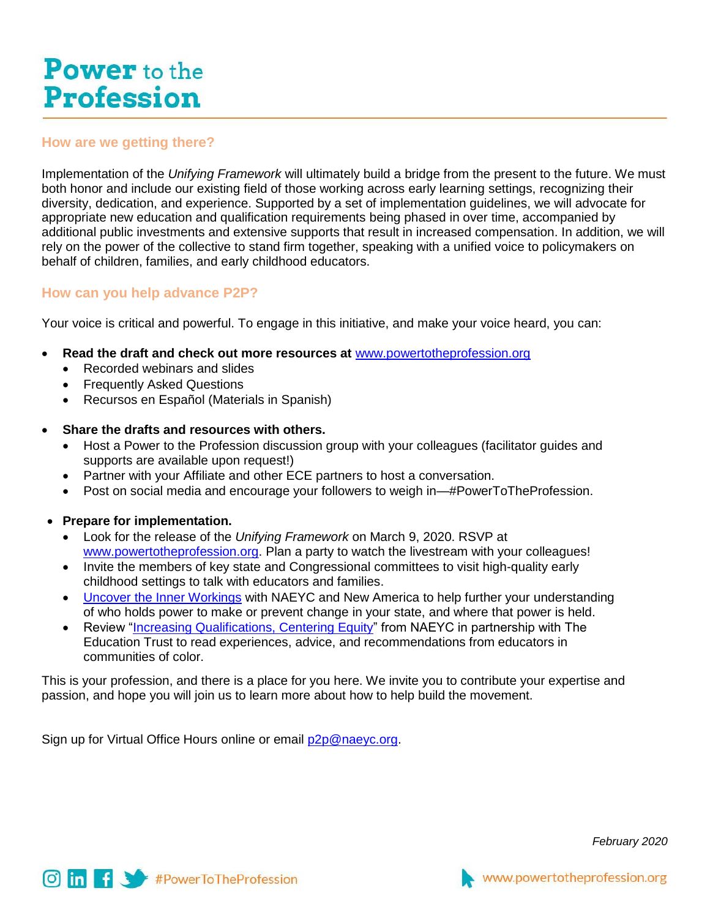# Power to the Profession

## How are we getting there?

Implementation of the *Unifying Framework* will ultimately build a bridge from the present to the future. We must both honor and include our existing field of those working across early learning settings, recognizing their diversity, dedication, and experience. Supported by a set of implementation guidelines, we will advocate for appropriate new education and qualification requirements being phased in over time, accompanied by additional public investments and extensive supports that result in increased compensation. In addition, we will rely on the power of the collective to stand firm together, speaking with a unified voice to policymakers on behalf of children, families, and early childhood educators.

## How can you help advance P2P?

Your voice is critical and powerful. To engage in this initiative, and make your voice heard, you can:

- **Read the draft and check out more resources at** www.powertotheprofession.org
  - Recorded webinars and slides
  - Frequently Asked Questions
  - Recursos en Español (Materials in Spanish)
- **Share the drafts and resources with others.**
  - Host a Power to the Profession discussion group with your colleagues (facilitator guides and supports are available upon request!)
  - Partner with your Affiliate and other ECE partners to host a conversation.
  - Post on social media and encourage your followers to weigh in—#PowerToTheProfession.
- **Prepare for implementation.**
  - Look for the release of the *Unifying Framework* on March 9, 2020. RSVP at www.powertotheprofession.org. Plan a party to watch the livestream with your colleagues!
  - Invite the members of key state and Congressional committees to visit high-quality early childhood settings to talk with educators and families.
  - Uncover the Inner Workings with NAEYC and New America to help further your understanding of who holds power to make or prevent change in your state, and where that power is held.
  - Review "Increasing Qualifications, Centering Equity" from NAEYC in partnership with The Education Trust to read experiences, advice, and recommendations from educators in communities of color.

This is your profession, and there is a place for you here. We invite you to contribute your expertise and passion, and hope you will join us to learn more about how to help build the movement.

Sign up for Virtual Office Hours online or email p2p@naeyc.org.

*February 2020*

#PowerToTheProfession

www.powertotheprofession.org